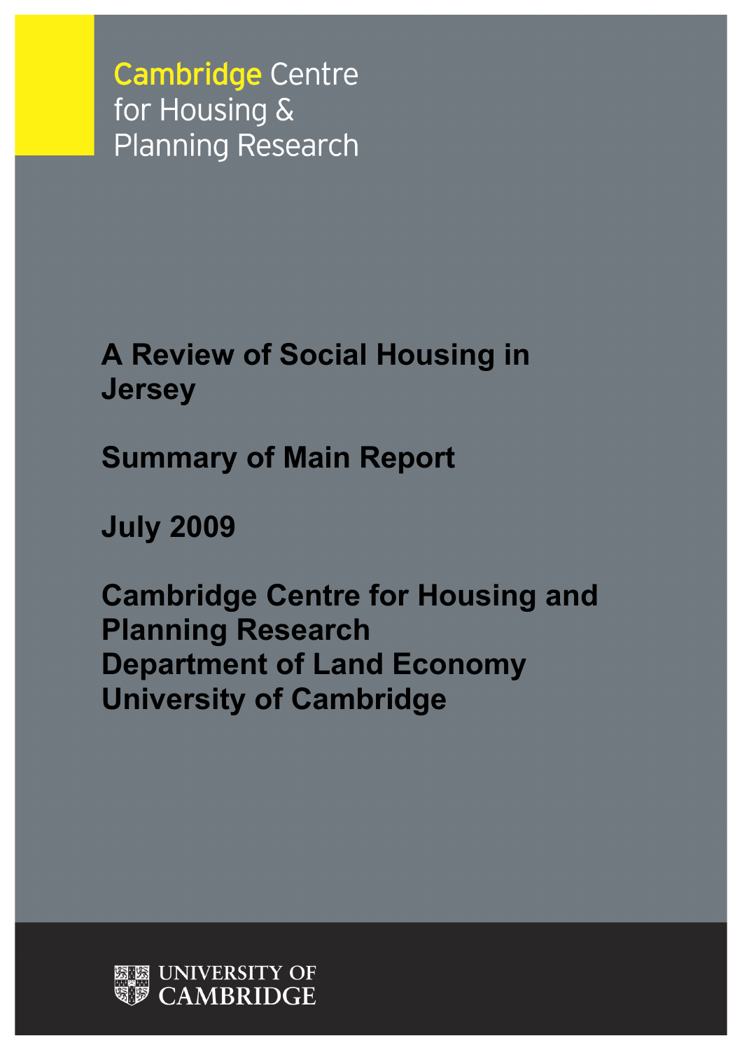Cambridge Centre for Housing & Planning Research

# A Review of Social Housing in Jersey

## Summary of Main Report

**July 2009**

**Cambridge Centre for Housing and Planning Research**
**Department of Land Economy**
**University of Cambridge**

UNIVERSITY OF CAMBRIDGE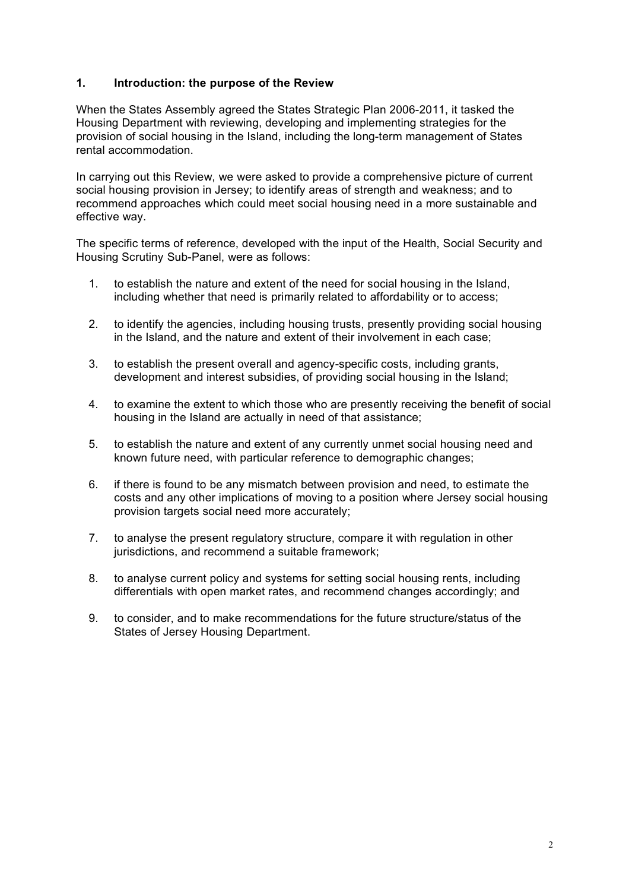## 1. Introduction: the purpose of the Review

When the States Assembly agreed the States Strategic Plan 2006-2011, it tasked the Housing Department with reviewing, developing and implementing strategies for the provision of social housing in the Island, including the long-term management of States rental accommodation.

In carrying out this Review, we were asked to provide a comprehensive picture of current social housing provision in Jersey; to identify areas of strength and weakness; and to recommend approaches which could meet social housing need in a more sustainable and effective way.

The specific terms of reference, developed with the input of the Health, Social Security and Housing Scrutiny Sub-Panel, were as follows:

1. to establish the nature and extent of the need for social housing in the Island, including whether that need is primarily related to affordability or to access;
2. to identify the agencies, including housing trusts, presently providing social housing in the Island, and the nature and extent of their involvement in each case;
3. to establish the present overall and agency-specific costs, including grants, development and interest subsidies, of providing social housing in the Island;
4. to examine the extent to which those who are presently receiving the benefit of social housing in the Island are actually in need of that assistance;
5. to establish the nature and extent of any currently unmet social housing need and known future need, with particular reference to demographic changes;
6. if there is found to be any mismatch between provision and need, to estimate the costs and any other implications of moving to a position where Jersey social housing provision targets social need more accurately;
7. to analyse the present regulatory structure, compare it with regulation in other jurisdictions, and recommend a suitable framework;
8. to analyse current policy and systems for setting social housing rents, including differentials with open market rates, and recommend changes accordingly; and
9. to consider, and to make recommendations for the future structure/status of the States of Jersey Housing Department.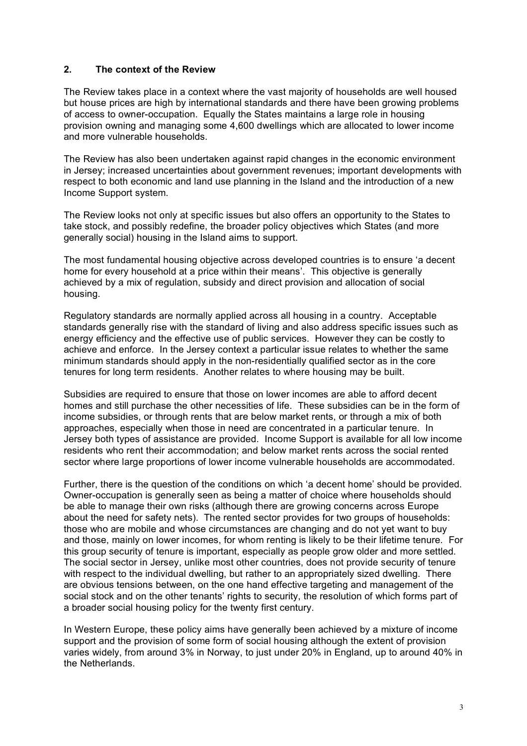## 2. The context of the Review

The Review takes place in a context where the vast majority of households are well housed but house prices are high by international standards and there have been growing problems of access to owner-occupation. Equally the States maintains a large role in housing provision owning and managing some 4,600 dwellings which are allocated to lower income and more vulnerable households.

The Review has also been undertaken against rapid changes in the economic environment in Jersey; increased uncertainties about government revenues; important developments with respect to both economic and land use planning in the Island and the introduction of a new Income Support system.

The Review looks not only at specific issues but also offers an opportunity to the States to take stock, and possibly redefine, the broader policy objectives which States (and more generally social) housing in the Island aims to support.

The most fundamental housing objective across developed countries is to ensure 'a decent home for every household at a price within their means'. This objective is generally achieved by a mix of regulation, subsidy and direct provision and allocation of social housing.

Regulatory standards are normally applied across all housing in a country. Acceptable standards generally rise with the standard of living and also address specific issues such as energy efficiency and the effective use of public services. However they can be costly to achieve and enforce. In the Jersey context a particular issue relates to whether the same minimum standards should apply in the non-residentially qualified sector as in the core tenures for long term residents. Another relates to where housing may be built.

Subsidies are required to ensure that those on lower incomes are able to afford decent homes and still purchase the other necessities of life. These subsidies can be in the form of income subsidies, or through rents that are below market rents, or through a mix of both approaches, especially when those in need are concentrated in a particular tenure. In Jersey both types of assistance are provided. Income Support is available for all low income residents who rent their accommodation; and below market rents across the social rented sector where large proportions of lower income vulnerable households are accommodated.

Further, there is the question of the conditions on which 'a decent home' should be provided. Owner-occupation is generally seen as being a matter of choice where households should be able to manage their own risks (although there are growing concerns across Europe about the need for safety nets). The rented sector provides for two groups of households: those who are mobile and whose circumstances are changing and do not yet want to buy and those, mainly on lower incomes, for whom renting is likely to be their lifetime tenure. For this group security of tenure is important, especially as people grow older and more settled. The social sector in Jersey, unlike most other countries, does not provide security of tenure with respect to the individual dwelling, but rather to an appropriately sized dwelling. There are obvious tensions between, on the one hand effective targeting and management of the social stock and on the other tenants' rights to security, the resolution of which forms part of a broader social housing policy for the twenty first century.

In Western Europe, these policy aims have generally been achieved by a mixture of income support and the provision of some form of social housing although the extent of provision varies widely, from around 3% in Norway, to just under 20% in England, up to around 40% in the Netherlands.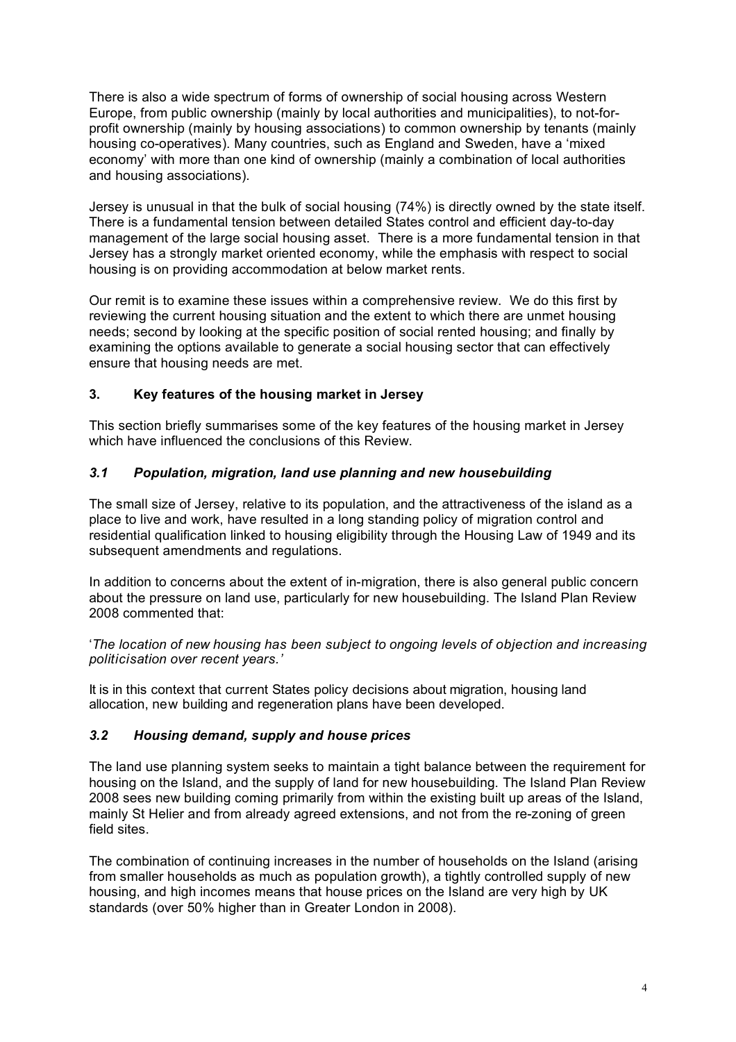There is also a wide spectrum of forms of ownership of social housing across Western Europe, from public ownership (mainly by local authorities and municipalities), to not-for-profit ownership (mainly by housing associations) to common ownership by tenants (mainly housing co-operatives). Many countries, such as England and Sweden, have a 'mixed economy' with more than one kind of ownership (mainly a combination of local authorities and housing associations).

Jersey is unusual in that the bulk of social housing (74%) is directly owned by the state itself. There is a fundamental tension between detailed States control and efficient day-to-day management of the large social housing asset. There is a more fundamental tension in that Jersey has a strongly market oriented economy, while the emphasis with respect to social housing is on providing accommodation at below market rents.

Our remit is to examine these issues within a comprehensive review. We do this first by reviewing the current housing situation and the extent to which there are unmet housing needs; second by looking at the specific position of social rented housing; and finally by examining the options available to generate a social housing sector that can effectively ensure that housing needs are met.

## 3. Key features of the housing market in Jersey

This section briefly summarises some of the key features of the housing market in Jersey which have influenced the conclusions of this Review.

### *3.1 Population, migration, land use planning and new housebuilding*

The small size of Jersey, relative to its population, and the attractiveness of the island as a place to live and work, have resulted in a long standing policy of migration control and residential qualification linked to housing eligibility through the Housing Law of 1949 and its subsequent amendments and regulations.

In addition to concerns about the extent of in-migration, there is also general public concern about the pressure on land use, particularly for new housebuilding. The Island Plan Review 2008 commented that:

'*The location of new housing has been subject to ongoing levels of objection and increasing politicisation over recent years.'*

It is in this context that current States policy decisions about migration, housing land allocation, new building and regeneration plans have been developed.

### *3.2 Housing demand, supply and house prices*

The land use planning system seeks to maintain a tight balance between the requirement for housing on the Island, and the supply of land for new housebuilding. The Island Plan Review 2008 sees new building coming primarily from within the existing built up areas of the Island, mainly St Helier and from already agreed extensions, and not from the re-zoning of green field sites.

The combination of continuing increases in the number of households on the Island (arising from smaller households as much as population growth), a tightly controlled supply of new housing, and high incomes means that house prices on the Island are very high by UK standards (over 50% higher than in Greater London in 2008).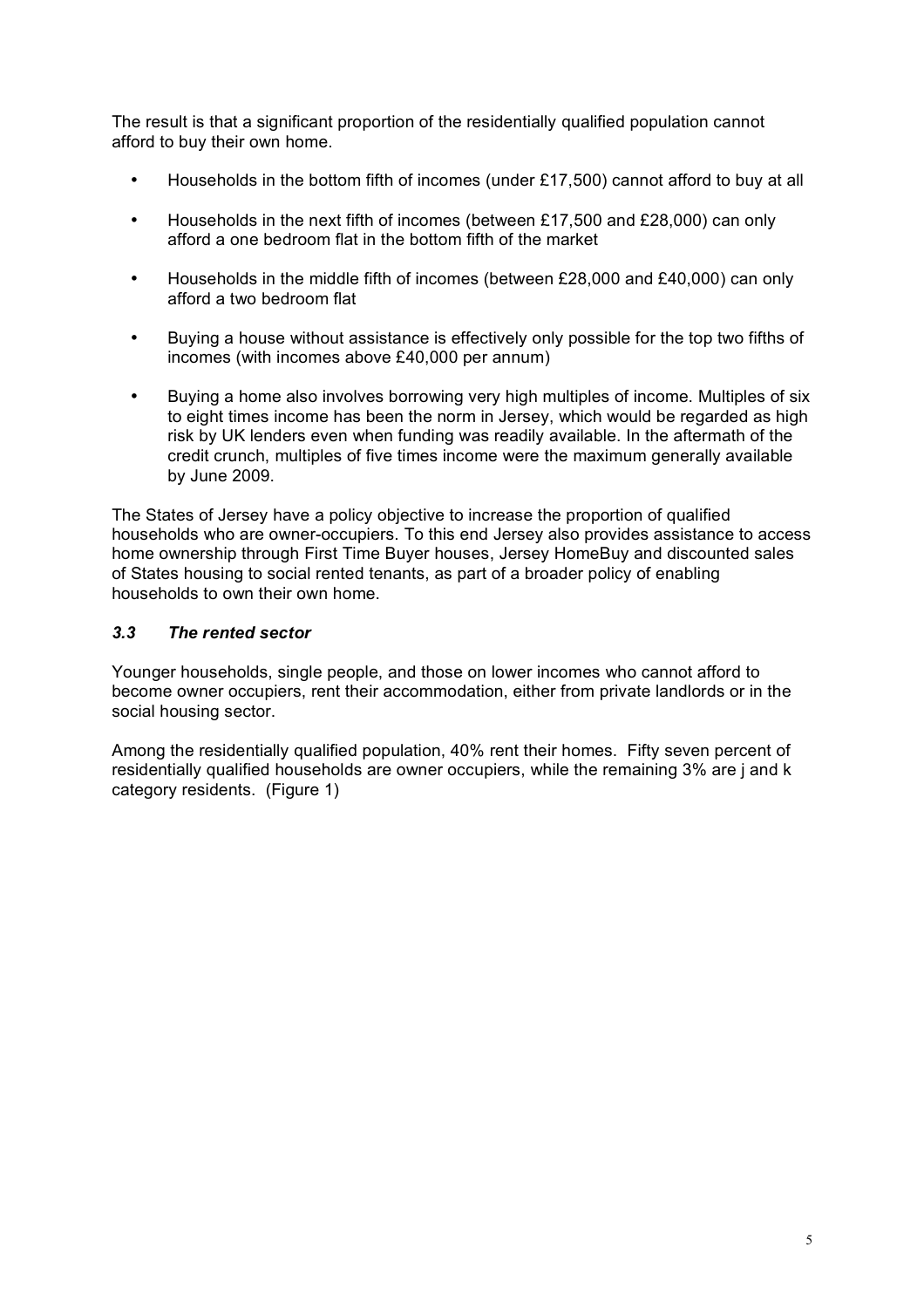The result is that a significant proportion of the residentially qualified population cannot afford to buy their own home.

- Households in the bottom fifth of incomes (under £17,500) cannot afford to buy at all
- Households in the next fifth of incomes (between £17,500 and £28,000) can only afford a one bedroom flat in the bottom fifth of the market
- Households in the middle fifth of incomes (between £28,000 and £40,000) can only afford a two bedroom flat
- Buying a house without assistance is effectively only possible for the top two fifths of incomes (with incomes above £40,000 per annum)
- Buying a home also involves borrowing very high multiples of income. Multiples of six to eight times income has been the norm in Jersey, which would be regarded as high risk by UK lenders even when funding was readily available. In the aftermath of the credit crunch, multiples of five times income were the maximum generally available by June 2009.

The States of Jersey have a policy objective to increase the proportion of qualified households who are owner-occupiers. To this end Jersey also provides assistance to access home ownership through First Time Buyer houses, Jersey HomeBuy and discounted sales of States housing to social rented tenants, as part of a broader policy of enabling households to own their own home.

### *3.3 The rented sector*

Younger households, single people, and those on lower incomes who cannot afford to become owner occupiers, rent their accommodation, either from private landlords or in the social housing sector.

Among the residentially qualified population, 40% rent their homes. Fifty seven percent of residentially qualified households are owner occupiers, while the remaining 3% are j and k category residents. (Figure 1)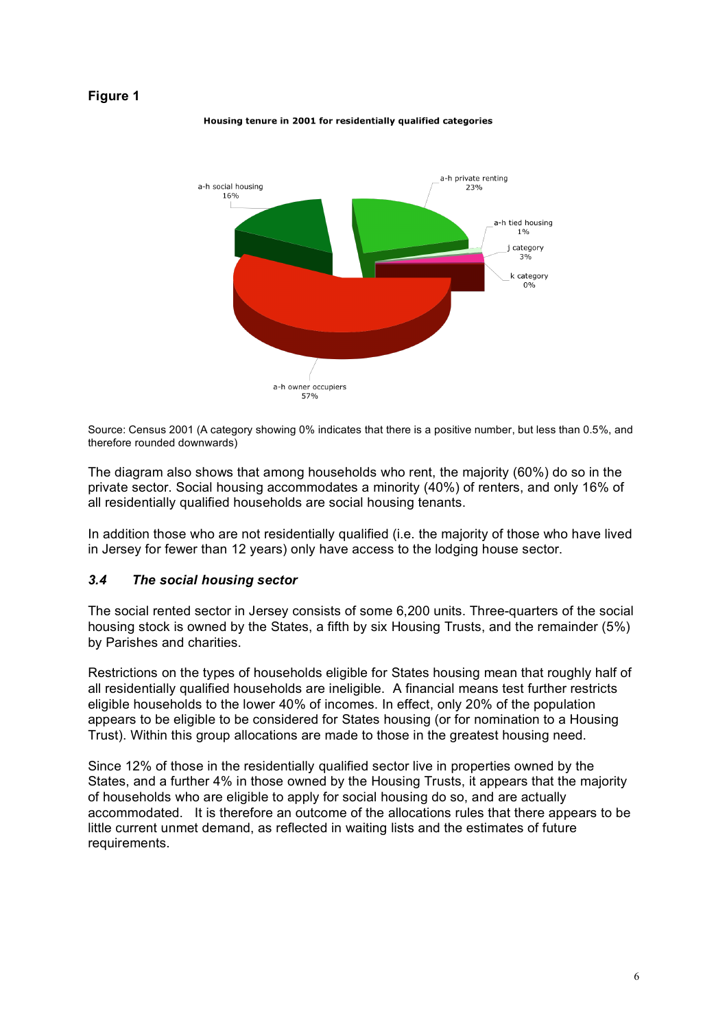**Figure 1**

**Housing tenure in 2001 for residentially qualified categories**

a-h social housing 16%
a-h private renting 23%
a-h tied housing 1%
j category 3%
k category 0%
a-h owner occupiers 57%

Source: Census 2001 (A category showing 0% indicates that there is a positive number, but less than 0.5%, and therefore rounded downwards)

The diagram also shows that among households who rent, the majority (60%) do so in the private sector. Social housing accommodates a minority (40%) of renters, and only 16% of all residentially qualified households are social housing tenants.

In addition those who are not residentially qualified (i.e. the majority of those who have lived in Jersey for fewer than 12 years) only have access to the lodging house sector.

### *3.4 The social housing sector*

The social rented sector in Jersey consists of some 6,200 units. Three-quarters of the social housing stock is owned by the States, a fifth by six Housing Trusts, and the remainder (5%) by Parishes and charities.

Restrictions on the types of households eligible for States housing mean that roughly half of all residentially qualified households are ineligible. A financial means test further restricts eligible households to the lower 40% of incomes. In effect, only 20% of the population appears to be eligible to be considered for States housing (or for nomination to a Housing Trust). Within this group allocations are made to those in the greatest housing need.

Since 12% of those in the residentially qualified sector live in properties owned by the States, and a further 4% in those owned by the Housing Trusts, it appears that the majority of households who are eligible to apply for social housing do so, and are actually accommodated. It is therefore an outcome of the allocations rules that there appears to be little current unmet demand, as reflected in waiting lists and the estimates of future requirements.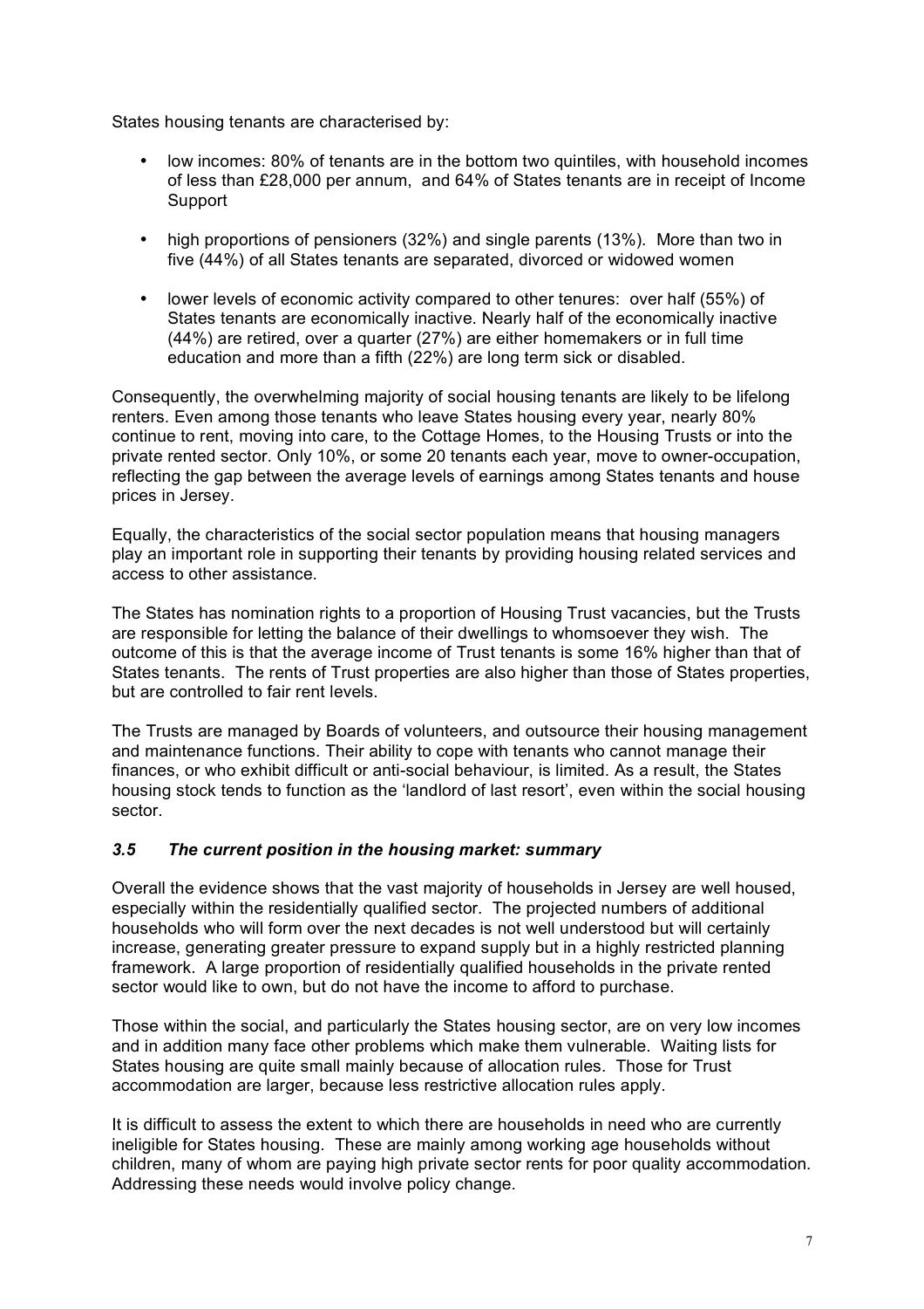States housing tenants are characterised by:

- low incomes: 80% of tenants are in the bottom two quintiles, with household incomes of less than £28,000 per annum, and 64% of States tenants are in receipt of Income Support
- high proportions of pensioners (32%) and single parents (13%). More than two in five (44%) of all States tenants are separated, divorced or widowed women
- lower levels of economic activity compared to other tenures: over half (55%) of States tenants are economically inactive. Nearly half of the economically inactive (44%) are retired, over a quarter (27%) are either homemakers or in full time education and more than a fifth (22%) are long term sick or disabled.

Consequently, the overwhelming majority of social housing tenants are likely to be lifelong renters. Even among those tenants who leave States housing every year, nearly 80% continue to rent, moving into care, to the Cottage Homes, to the Housing Trusts or into the private rented sector. Only 10%, or some 20 tenants each year, move to owner-occupation, reflecting the gap between the average levels of earnings among States tenants and house prices in Jersey.

Equally, the characteristics of the social sector population means that housing managers play an important role in supporting their tenants by providing housing related services and access to other assistance.

The States has nomination rights to a proportion of Housing Trust vacancies, but the Trusts are responsible for letting the balance of their dwellings to whomsoever they wish. The outcome of this is that the average income of Trust tenants is some 16% higher than that of States tenants. The rents of Trust properties are also higher than those of States properties, but are controlled to fair rent levels.

The Trusts are managed by Boards of volunteers, and outsource their housing management and maintenance functions. Their ability to cope with tenants who cannot manage their finances, or who exhibit difficult or anti-social behaviour, is limited. As a result, the States housing stock tends to function as the 'landlord of last resort', even within the social housing sector.

### *3.5 The current position in the housing market: summary*

Overall the evidence shows that the vast majority of households in Jersey are well housed, especially within the residentially qualified sector. The projected numbers of additional households who will form over the next decades is not well understood but will certainly increase, generating greater pressure to expand supply but in a highly restricted planning framework. A large proportion of residentially qualified households in the private rented sector would like to own, but do not have the income to afford to purchase.

Those within the social, and particularly the States housing sector, are on very low incomes and in addition many face other problems which make them vulnerable. Waiting lists for States housing are quite small mainly because of allocation rules. Those for Trust accommodation are larger, because less restrictive allocation rules apply.

It is difficult to assess the extent to which there are households in need who are currently ineligible for States housing. These are mainly among working age households without children, many of whom are paying high private sector rents for poor quality accommodation. Addressing these needs would involve policy change.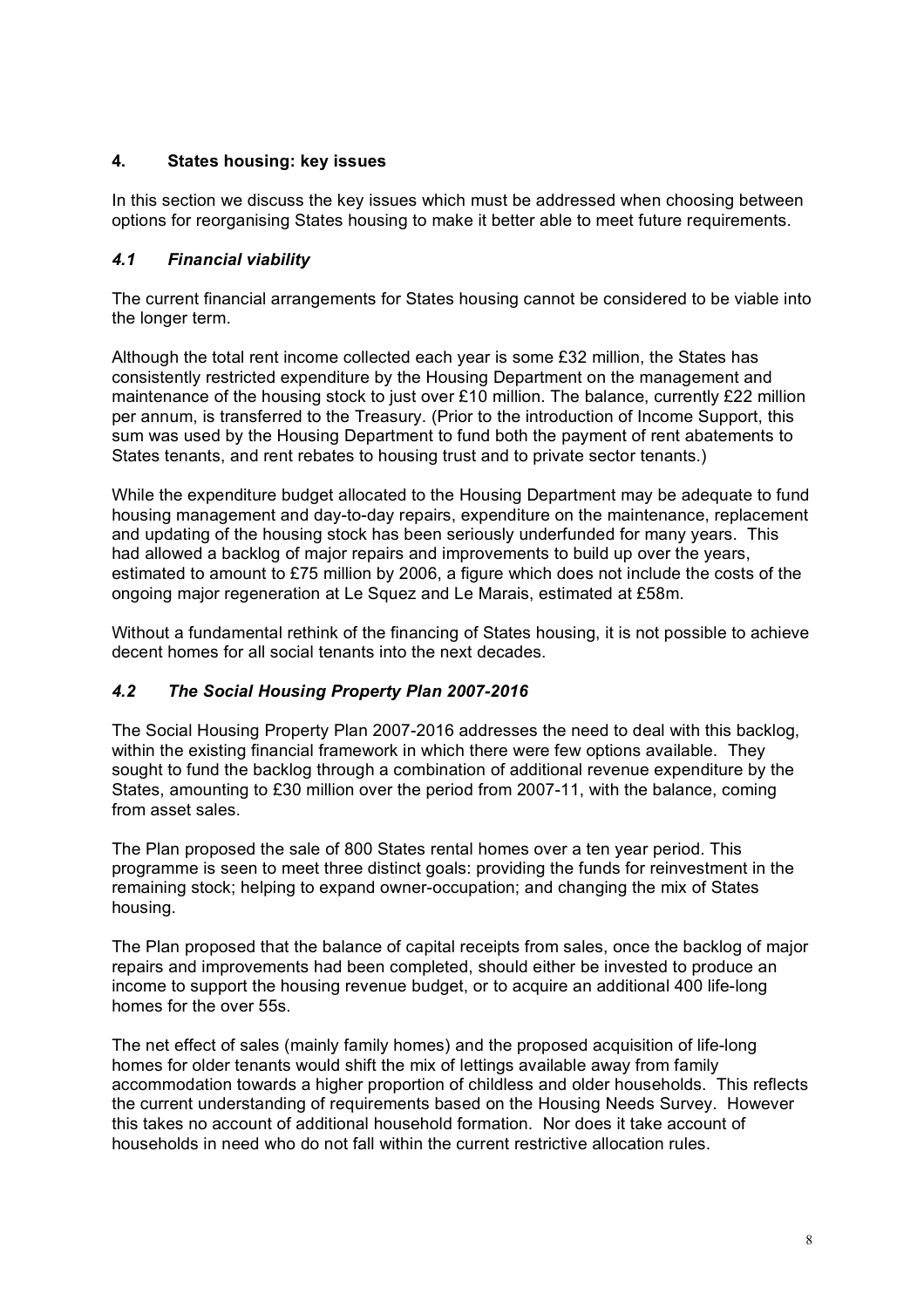## 4. States housing: key issues

In this section we discuss the key issues which must be addressed when choosing between options for reorganising States housing to make it better able to meet future requirements.

### *4.1 Financial viability*

The current financial arrangements for States housing cannot be considered to be viable into the longer term.

Although the total rent income collected each year is some £32 million, the States has consistently restricted expenditure by the Housing Department on the management and maintenance of the housing stock to just over £10 million. The balance, currently £22 million per annum, is transferred to the Treasury. (Prior to the introduction of Income Support, this sum was used by the Housing Department to fund both the payment of rent abatements to States tenants, and rent rebates to housing trust and to private sector tenants.)

While the expenditure budget allocated to the Housing Department may be adequate to fund housing management and day-to-day repairs, expenditure on the maintenance, replacement and updating of the housing stock has been seriously underfunded for many years. This had allowed a backlog of major repairs and improvements to build up over the years, estimated to amount to £75 million by 2006, a figure which does not include the costs of the ongoing major regeneration at Le Squez and Le Marais, estimated at £58m.

Without a fundamental rethink of the financing of States housing, it is not possible to achieve decent homes for all social tenants into the next decades.

### *4.2 The Social Housing Property Plan 2007-2016*

The Social Housing Property Plan 2007-2016 addresses the need to deal with this backlog, within the existing financial framework in which there were few options available. They sought to fund the backlog through a combination of additional revenue expenditure by the States, amounting to £30 million over the period from 2007-11, with the balance, coming from asset sales.

The Plan proposed the sale of 800 States rental homes over a ten year period. This programme is seen to meet three distinct goals: providing the funds for reinvestment in the remaining stock; helping to expand owner-occupation; and changing the mix of States housing.

The Plan proposed that the balance of capital receipts from sales, once the backlog of major repairs and improvements had been completed, should either be invested to produce an income to support the housing revenue budget, or to acquire an additional 400 life-long homes for the over 55s.

The net effect of sales (mainly family homes) and the proposed acquisition of life-long homes for older tenants would shift the mix of lettings available away from family accommodation towards a higher proportion of childless and older households. This reflects the current understanding of requirements based on the Housing Needs Survey. However this takes no account of additional household formation. Nor does it take account of households in need who do not fall within the current restrictive allocation rules.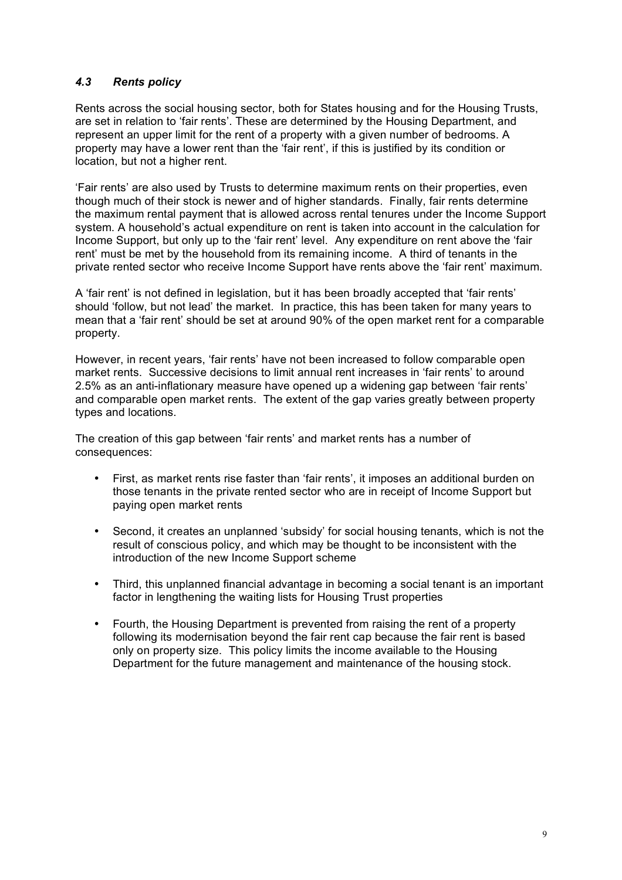### *4.3 Rents policy*

Rents across the social housing sector, both for States housing and for the Housing Trusts, are set in relation to 'fair rents'. These are determined by the Housing Department, and represent an upper limit for the rent of a property with a given number of bedrooms. A property may have a lower rent than the 'fair rent', if this is justified by its condition or location, but not a higher rent.

'Fair rents' are also used by Trusts to determine maximum rents on their properties, even though much of their stock is newer and of higher standards. Finally, fair rents determine the maximum rental payment that is allowed across rental tenures under the Income Support system. A household's actual expenditure on rent is taken into account in the calculation for Income Support, but only up to the 'fair rent' level. Any expenditure on rent above the 'fair rent' must be met by the household from its remaining income. A third of tenants in the private rented sector who receive Income Support have rents above the 'fair rent' maximum.

A 'fair rent' is not defined in legislation, but it has been broadly accepted that 'fair rents' should 'follow, but not lead' the market. In practice, this has been taken for many years to mean that a 'fair rent' should be set at around 90% of the open market rent for a comparable property.

However, in recent years, 'fair rents' have not been increased to follow comparable open market rents. Successive decisions to limit annual rent increases in 'fair rents' to around 2.5% as an anti-inflationary measure have opened up a widening gap between 'fair rents' and comparable open market rents. The extent of the gap varies greatly between property types and locations.

The creation of this gap between 'fair rents' and market rents has a number of consequences:

- First, as market rents rise faster than 'fair rents', it imposes an additional burden on those tenants in the private rented sector who are in receipt of Income Support but paying open market rents
- Second, it creates an unplanned 'subsidy' for social housing tenants, which is not the result of conscious policy, and which may be thought to be inconsistent with the introduction of the new Income Support scheme
- Third, this unplanned financial advantage in becoming a social tenant is an important factor in lengthening the waiting lists for Housing Trust properties
- Fourth, the Housing Department is prevented from raising the rent of a property following its modernisation beyond the fair rent cap because the fair rent is based only on property size. This policy limits the income available to the Housing Department for the future management and maintenance of the housing stock.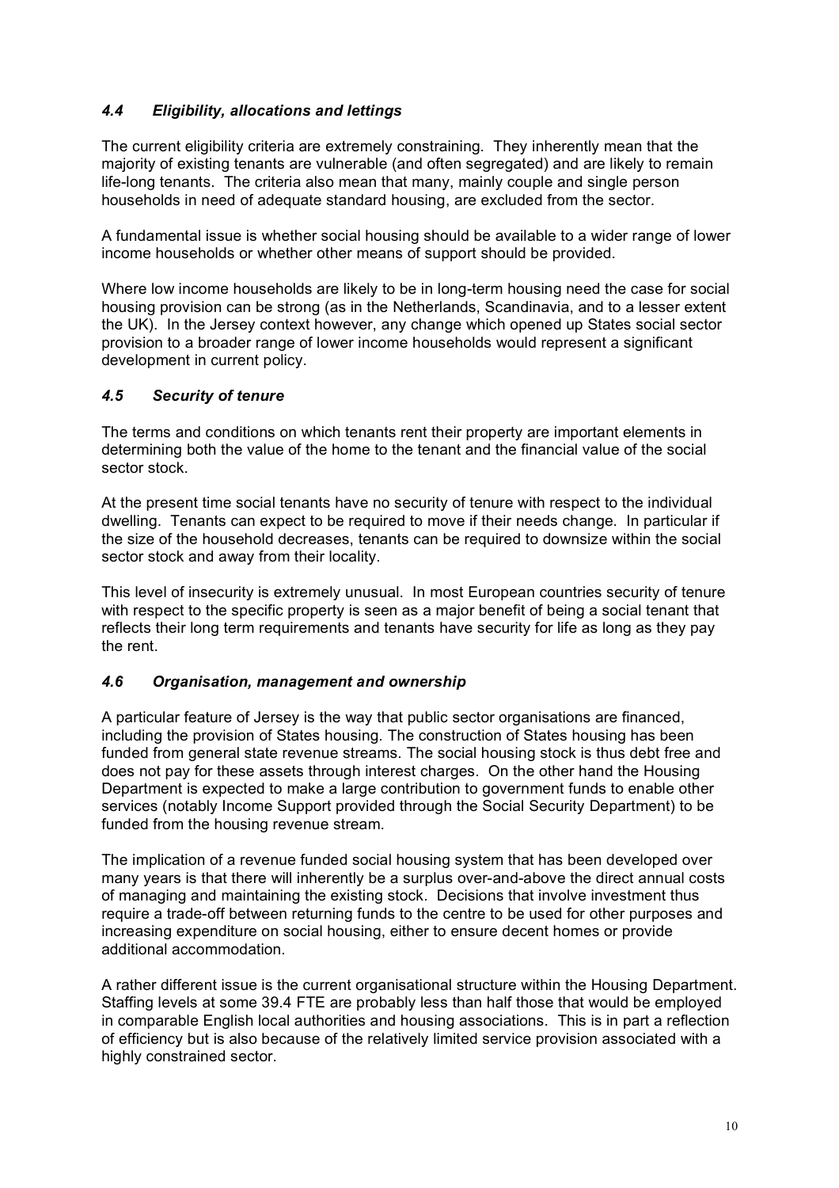### *4.4 Eligibility, allocations and lettings*

The current eligibility criteria are extremely constraining. They inherently mean that the majority of existing tenants are vulnerable (and often segregated) and are likely to remain life-long tenants. The criteria also mean that many, mainly couple and single person households in need of adequate standard housing, are excluded from the sector.

A fundamental issue is whether social housing should be available to a wider range of lower income households or whether other means of support should be provided.

Where low income households are likely to be in long-term housing need the case for social housing provision can be strong (as in the Netherlands, Scandinavia, and to a lesser extent the UK). In the Jersey context however, any change which opened up States social sector provision to a broader range of lower income households would represent a significant development in current policy.

### *4.5 Security of tenure*

The terms and conditions on which tenants rent their property are important elements in determining both the value of the home to the tenant and the financial value of the social sector stock.

At the present time social tenants have no security of tenure with respect to the individual dwelling. Tenants can expect to be required to move if their needs change. In particular if the size of the household decreases, tenants can be required to downsize within the social sector stock and away from their locality.

This level of insecurity is extremely unusual. In most European countries security of tenure with respect to the specific property is seen as a major benefit of being a social tenant that reflects their long term requirements and tenants have security for life as long as they pay the rent.

### *4.6 Organisation, management and ownership*

A particular feature of Jersey is the way that public sector organisations are financed, including the provision of States housing. The construction of States housing has been funded from general state revenue streams. The social housing stock is thus debt free and does not pay for these assets through interest charges. On the other hand the Housing Department is expected to make a large contribution to government funds to enable other services (notably Income Support provided through the Social Security Department) to be funded from the housing revenue stream.

The implication of a revenue funded social housing system that has been developed over many years is that there will inherently be a surplus over-and-above the direct annual costs of managing and maintaining the existing stock. Decisions that involve investment thus require a trade-off between returning funds to the centre to be used for other purposes and increasing expenditure on social housing, either to ensure decent homes or provide additional accommodation.

A rather different issue is the current organisational structure within the Housing Department. Staffing levels at some 39.4 FTE are probably less than half those that would be employed in comparable English local authorities and housing associations. This is in part a reflection of efficiency but is also because of the relatively limited service provision associated with a highly constrained sector.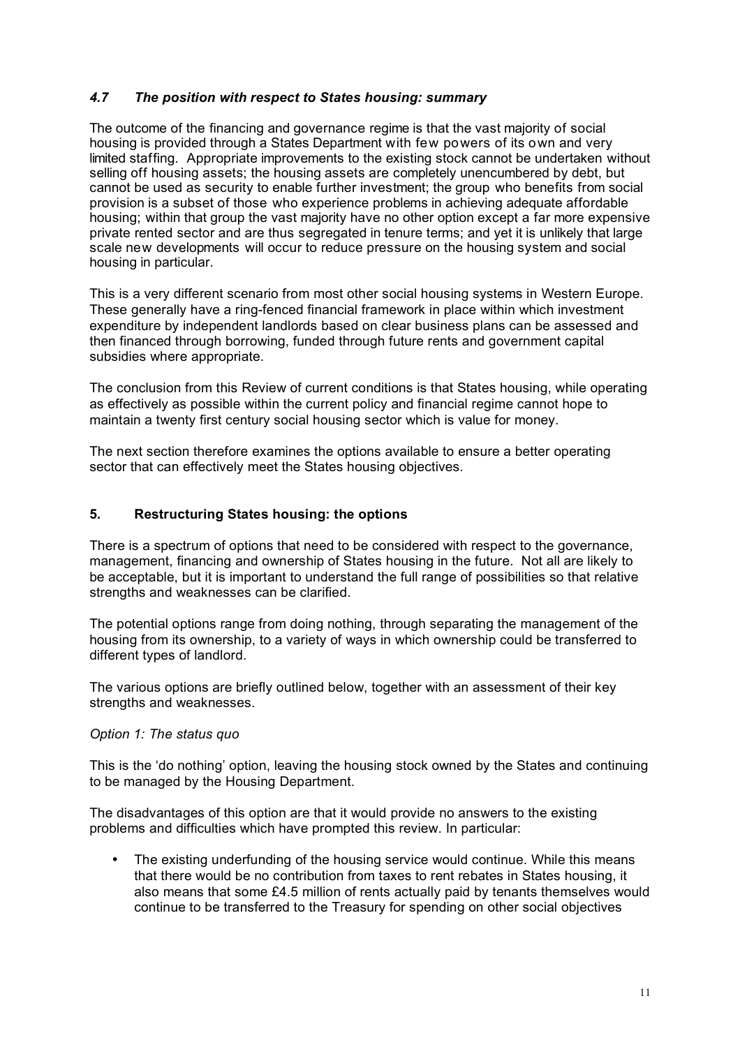### *4.7 The position with respect to States housing: summary*

The outcome of the financing and governance regime is that the vast majority of social housing is provided through a States Department with few powers of its own and very limited staffing. Appropriate improvements to the existing stock cannot be undertaken without selling off housing assets; the housing assets are completely unencumbered by debt, but cannot be used as security to enable further investment; the group who benefits from social provision is a subset of those who experience problems in achieving adequate affordable housing; within that group the vast majority have no other option except a far more expensive private rented sector and are thus segregated in tenure terms; and yet it is unlikely that large scale new developments will occur to reduce pressure on the housing system and social housing in particular.

This is a very different scenario from most other social housing systems in Western Europe. These generally have a ring-fenced financial framework in place within which investment expenditure by independent landlords based on clear business plans can be assessed and then financed through borrowing, funded through future rents and government capital subsidies where appropriate.

The conclusion from this Review of current conditions is that States housing, while operating as effectively as possible within the current policy and financial regime cannot hope to maintain a twenty first century social housing sector which is value for money.

The next section therefore examines the options available to ensure a better operating sector that can effectively meet the States housing objectives.

## 5. Restructuring States housing: the options

There is a spectrum of options that need to be considered with respect to the governance, management, financing and ownership of States housing in the future. Not all are likely to be acceptable, but it is important to understand the full range of possibilities so that relative strengths and weaknesses can be clarified.

The potential options range from doing nothing, through separating the management of the housing from its ownership, to a variety of ways in which ownership could be transferred to different types of landlord.

The various options are briefly outlined below, together with an assessment of their key strengths and weaknesses.

*Option 1: The status quo*

This is the 'do nothing' option, leaving the housing stock owned by the States and continuing to be managed by the Housing Department.

The disadvantages of this option are that it would provide no answers to the existing problems and difficulties which have prompted this review. In particular:

- The existing underfunding of the housing service would continue. While this means that there would be no contribution from taxes to rent rebates in States housing, it also means that some £4.5 million of rents actually paid by tenants themselves would continue to be transferred to the Treasury for spending on other social objectives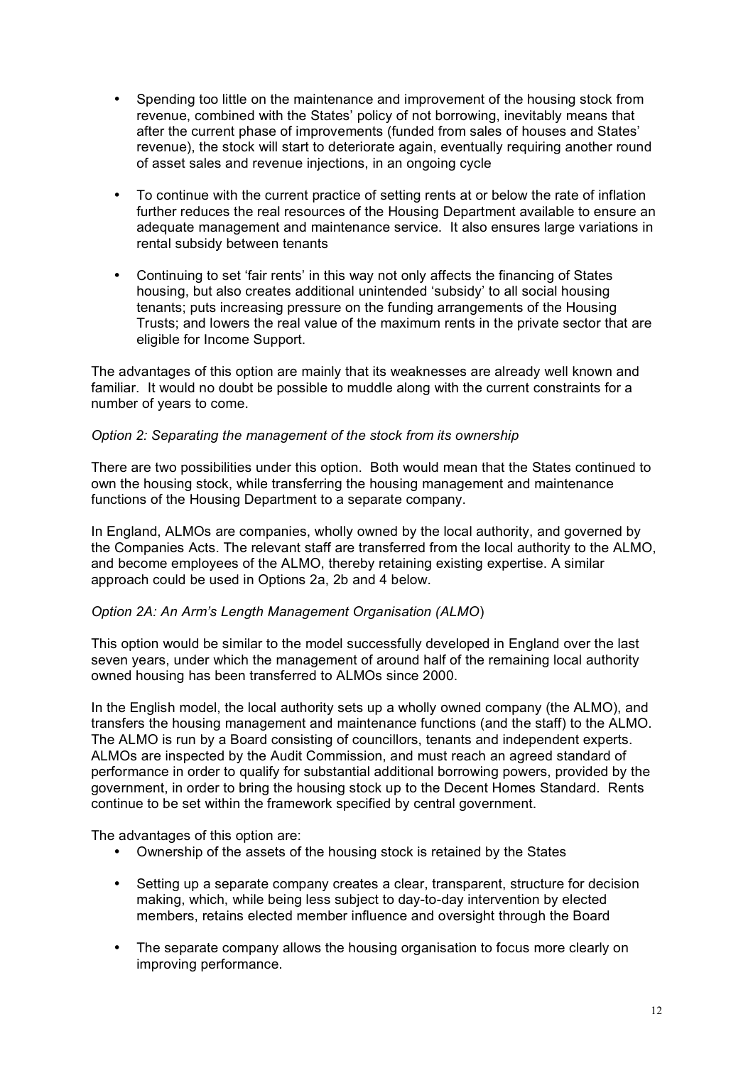- Spending too little on the maintenance and improvement of the housing stock from revenue, combined with the States' policy of not borrowing, inevitably means that after the current phase of improvements (funded from sales of houses and States' revenue), the stock will start to deteriorate again, eventually requiring another round of asset sales and revenue injections, in an ongoing cycle

- To continue with the current practice of setting rents at or below the rate of inflation further reduces the real resources of the Housing Department available to ensure an adequate management and maintenance service. It also ensures large variations in rental subsidy between tenants

- Continuing to set 'fair rents' in this way not only affects the financing of States housing, but also creates additional unintended 'subsidy' to all social housing tenants; puts increasing pressure on the funding arrangements of the Housing Trusts; and lowers the real value of the maximum rents in the private sector that are eligible for Income Support.

The advantages of this option are mainly that its weaknesses are already well known and familiar. It would no doubt be possible to muddle along with the current constraints for a number of years to come.

*Option 2: Separating the management of the stock from its ownership*

There are two possibilities under this option. Both would mean that the States continued to own the housing stock, while transferring the housing management and maintenance functions of the Housing Department to a separate company.

In England, ALMOs are companies, wholly owned by the local authority, and governed by the Companies Acts. The relevant staff are transferred from the local authority to the ALMO, and become employees of the ALMO, thereby retaining existing expertise. A similar approach could be used in Options 2a, 2b and 4 below.

*Option 2A: An Arm's Length Management Organisation (ALMO*)

This option would be similar to the model successfully developed in England over the last seven years, under which the management of around half of the remaining local authority owned housing has been transferred to ALMOs since 2000.

In the English model, the local authority sets up a wholly owned company (the ALMO), and transfers the housing management and maintenance functions (and the staff) to the ALMO. The ALMO is run by a Board consisting of councillors, tenants and independent experts. ALMOs are inspected by the Audit Commission, and must reach an agreed standard of performance in order to qualify for substantial additional borrowing powers, provided by the government, in order to bring the housing stock up to the Decent Homes Standard. Rents continue to be set within the framework specified by central government.

The advantages of this option are:

- Ownership of the assets of the housing stock is retained by the States

- Setting up a separate company creates a clear, transparent, structure for decision making, which, while being less subject to day-to-day intervention by elected members, retains elected member influence and oversight through the Board

- The separate company allows the housing organisation to focus more clearly on improving performance.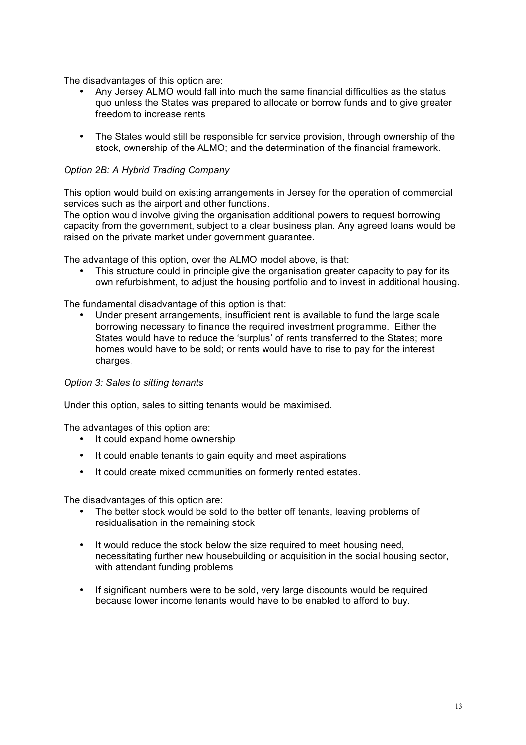The disadvantages of this option are:

- Any Jersey ALMO would fall into much the same financial difficulties as the status quo unless the States was prepared to allocate or borrow funds and to give greater freedom to increase rents
- The States would still be responsible for service provision, through ownership of the stock, ownership of the ALMO; and the determination of the financial framework.

*Option 2B: A Hybrid Trading Company*

This option would build on existing arrangements in Jersey for the operation of commercial services such as the airport and other functions.
The option would involve giving the organisation additional powers to request borrowing capacity from the government, subject to a clear business plan. Any agreed loans would be raised on the private market under government guarantee.

The advantage of this option, over the ALMO model above, is that:

- This structure could in principle give the organisation greater capacity to pay for its own refurbishment, to adjust the housing portfolio and to invest in additional housing.

The fundamental disadvantage of this option is that:

- Under present arrangements, insufficient rent is available to fund the large scale borrowing necessary to finance the required investment programme. Either the States would have to reduce the 'surplus' of rents transferred to the States; more homes would have to be sold; or rents would have to rise to pay for the interest charges.

*Option 3: Sales to sitting tenants*

Under this option, sales to sitting tenants would be maximised.

The advantages of this option are:

- It could expand home ownership
- It could enable tenants to gain equity and meet aspirations
- It could create mixed communities on formerly rented estates.

The disadvantages of this option are:

- The better stock would be sold to the better off tenants, leaving problems of residualisation in the remaining stock
- It would reduce the stock below the size required to meet housing need, necessitating further new housebuilding or acquisition in the social housing sector, with attendant funding problems
- If significant numbers were to be sold, very large discounts would be required because lower income tenants would have to be enabled to afford to buy.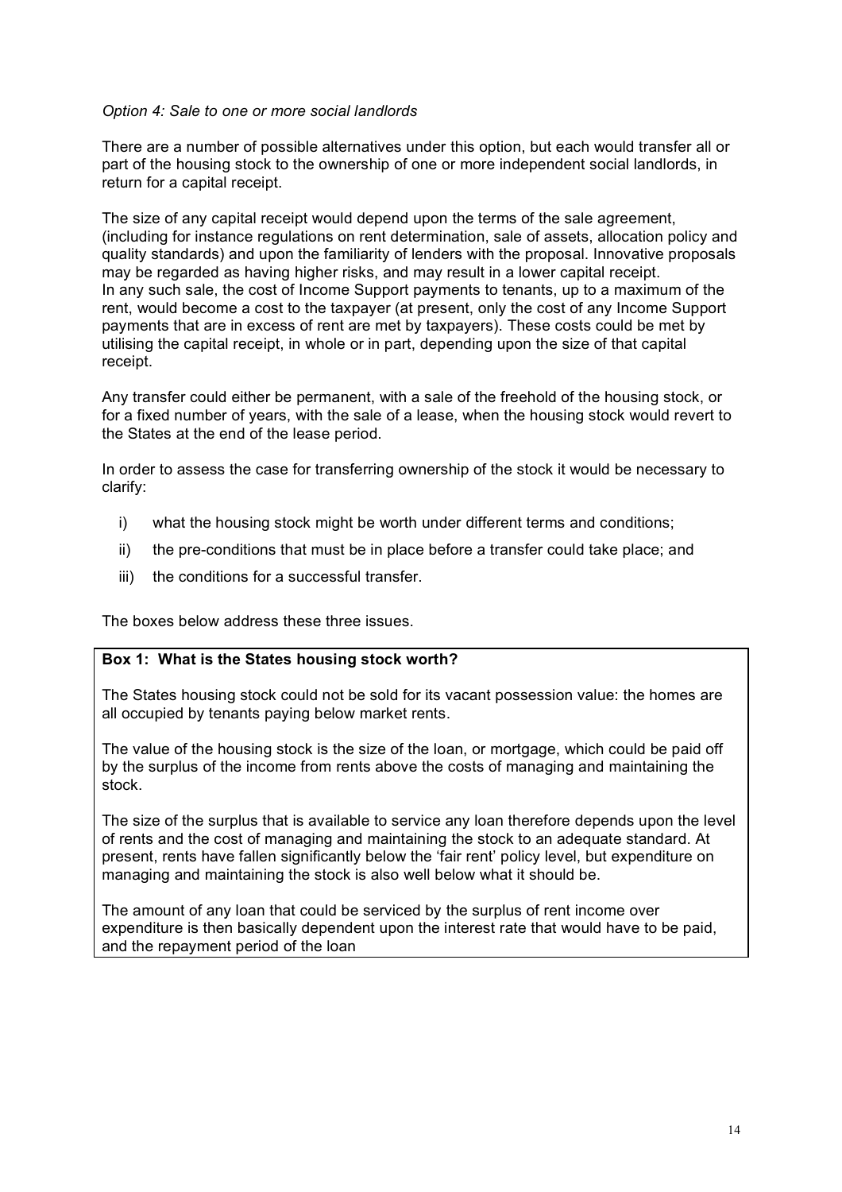*Option 4: Sale to one or more social landlords*

There are a number of possible alternatives under this option, but each would transfer all or part of the housing stock to the ownership of one or more independent social landlords, in return for a capital receipt.

The size of any capital receipt would depend upon the terms of the sale agreement, (including for instance regulations on rent determination, sale of assets, allocation policy and quality standards) and upon the familiarity of lenders with the proposal. Innovative proposals may be regarded as having higher risks, and may result in a lower capital receipt. In any such sale, the cost of Income Support payments to tenants, up to a maximum of the rent, would become a cost to the taxpayer (at present, only the cost of any Income Support payments that are in excess of rent are met by taxpayers). These costs could be met by utilising the capital receipt, in whole or in part, depending upon the size of that capital receipt.

Any transfer could either be permanent, with a sale of the freehold of the housing stock, or for a fixed number of years, with the sale of a lease, when the housing stock would revert to the States at the end of the lease period.

In order to assess the case for transferring ownership of the stock it would be necessary to clarify:

i) what the housing stock might be worth under different terms and conditions;

ii) the pre-conditions that must be in place before a transfer could take place; and

iii) the conditions for a successful transfer.

The boxes below address these three issues.

**Box 1: What is the States housing stock worth?**

The States housing stock could not be sold for its vacant possession value: the homes are all occupied by tenants paying below market rents.

The value of the housing stock is the size of the loan, or mortgage, which could be paid off by the surplus of the income from rents above the costs of managing and maintaining the stock.

The size of the surplus that is available to service any loan therefore depends upon the level of rents and the cost of managing and maintaining the stock to an adequate standard. At present, rents have fallen significantly below the 'fair rent' policy level, but expenditure on managing and maintaining the stock is also well below what it should be.

The amount of any loan that could be serviced by the surplus of rent income over expenditure is then basically dependent upon the interest rate that would have to be paid, and the repayment period of the loan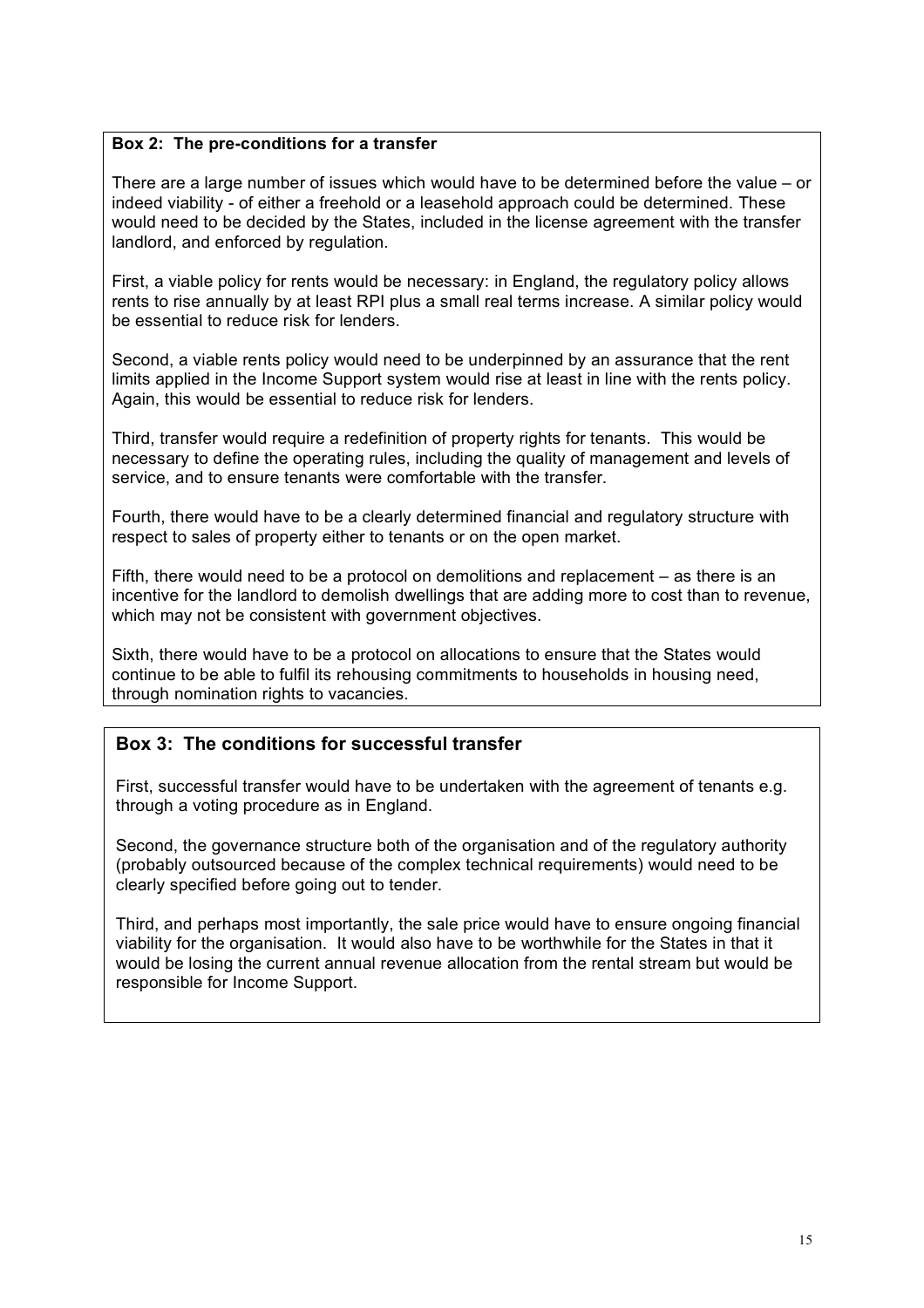**Box 2: The pre-conditions for a transfer**

There are a large number of issues which would have to be determined before the value – or indeed viability - of either a freehold or a leasehold approach could be determined. These would need to be decided by the States, included in the license agreement with the transfer landlord, and enforced by regulation.

First, a viable policy for rents would be necessary: in England, the regulatory policy allows rents to rise annually by at least RPI plus a small real terms increase. A similar policy would be essential to reduce risk for lenders.

Second, a viable rents policy would need to be underpinned by an assurance that the rent limits applied in the Income Support system would rise at least in line with the rents policy. Again, this would be essential to reduce risk for lenders.

Third, transfer would require a redefinition of property rights for tenants. This would be necessary to define the operating rules, including the quality of management and levels of service, and to ensure tenants were comfortable with the transfer.

Fourth, there would have to be a clearly determined financial and regulatory structure with respect to sales of property either to tenants or on the open market.

Fifth, there would need to be a protocol on demolitions and replacement – as there is an incentive for the landlord to demolish dwellings that are adding more to cost than to revenue, which may not be consistent with government objectives.

Sixth, there would have to be a protocol on allocations to ensure that the States would continue to be able to fulfil its rehousing commitments to households in housing need, through nomination rights to vacancies.

**Box 3: The conditions for successful transfer**

First, successful transfer would have to be undertaken with the agreement of tenants e.g. through a voting procedure as in England.

Second, the governance structure both of the organisation and of the regulatory authority (probably outsourced because of the complex technical requirements) would need to be clearly specified before going out to tender.

Third, and perhaps most importantly, the sale price would have to ensure ongoing financial viability for the organisation. It would also have to be worthwhile for the States in that it would be losing the current annual revenue allocation from the rental stream but would be responsible for Income Support.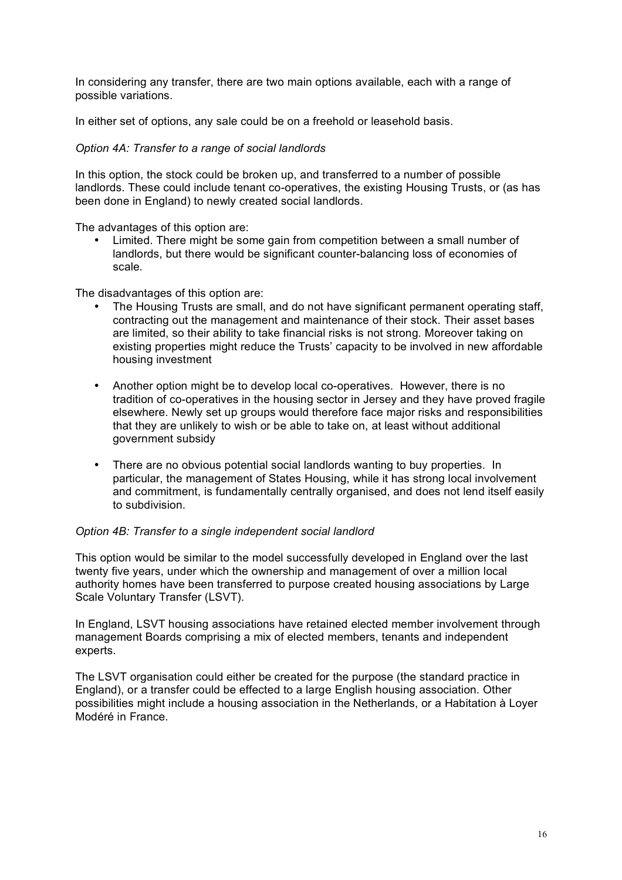In considering any transfer, there are two main options available, each with a range of possible variations.

In either set of options, any sale could be on a freehold or leasehold basis.

*Option 4A: Transfer to a range of social landlords*

In this option, the stock could be broken up, and transferred to a number of possible landlords. These could include tenant co-operatives, the existing Housing Trusts, or (as has been done in England) to newly created social landlords.

The advantages of this option are:

- Limited. There might be some gain from competition between a small number of landlords, but there would be significant counter-balancing loss of economies of scale.

The disadvantages of this option are:

- The Housing Trusts are small, and do not have significant permanent operating staff, contracting out the management and maintenance of their stock. Their asset bases are limited, so their ability to take financial risks is not strong. Moreover taking on existing properties might reduce the Trusts' capacity to be involved in new affordable housing investment

- Another option might be to develop local co-operatives. However, there is no tradition of co-operatives in the housing sector in Jersey and they have proved fragile elsewhere. Newly set up groups would therefore face major risks and responsibilities that they are unlikely to wish or be able to take on, at least without additional government subsidy

- There are no obvious potential social landlords wanting to buy properties. In particular, the management of States Housing, while it has strong local involvement and commitment, is fundamentally centrally organised, and does not lend itself easily to subdivision.

*Option 4B: Transfer to a single independent social landlord*

This option would be similar to the model successfully developed in England over the last twenty five years, under which the ownership and management of over a million local authority homes have been transferred to purpose created housing associations by Large Scale Voluntary Transfer (LSVT).

In England, LSVT housing associations have retained elected member involvement through management Boards comprising a mix of elected members, tenants and independent experts.

The LSVT organisation could either be created for the purpose (the standard practice in England), or a transfer could be effected to a large English housing association. Other possibilities might include a housing association in the Netherlands, or a Habitation à Loyer Modéré in France.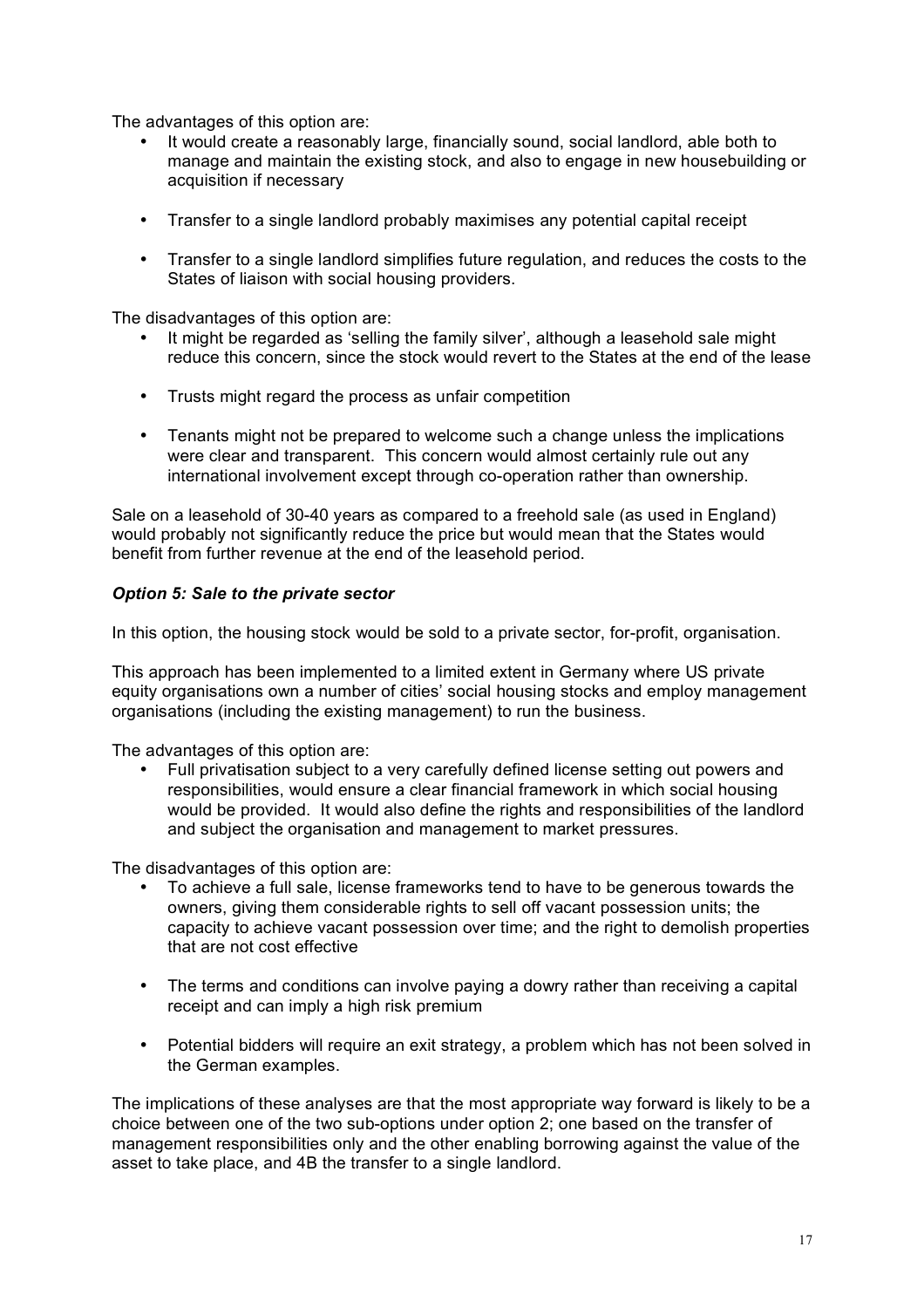The advantages of this option are:

- It would create a reasonably large, financially sound, social landlord, able both to manage and maintain the existing stock, and also to engage in new housebuilding or acquisition if necessary
- Transfer to a single landlord probably maximises any potential capital receipt
- Transfer to a single landlord simplifies future regulation, and reduces the costs to the States of liaison with social housing providers.

The disadvantages of this option are:

- It might be regarded as 'selling the family silver', although a leasehold sale might reduce this concern, since the stock would revert to the States at the end of the lease
- Trusts might regard the process as unfair competition
- Tenants might not be prepared to welcome such a change unless the implications were clear and transparent. This concern would almost certainly rule out any international involvement except through co-operation rather than ownership.

Sale on a leasehold of 30-40 years as compared to a freehold sale (as used in England) would probably not significantly reduce the price but would mean that the States would benefit from further revenue at the end of the leasehold period.

### ***Option 5: Sale to the private sector***

In this option, the housing stock would be sold to a private sector, for-profit, organisation.

This approach has been implemented to a limited extent in Germany where US private equity organisations own a number of cities' social housing stocks and employ management organisations (including the existing management) to run the business.

The advantages of this option are:

- Full privatisation subject to a very carefully defined license setting out powers and responsibilities, would ensure a clear financial framework in which social housing would be provided. It would also define the rights and responsibilities of the landlord and subject the organisation and management to market pressures.

The disadvantages of this option are:

- To achieve a full sale, license frameworks tend to have to be generous towards the owners, giving them considerable rights to sell off vacant possession units; the capacity to achieve vacant possession over time; and the right to demolish properties that are not cost effective
- The terms and conditions can involve paying a dowry rather than receiving a capital receipt and can imply a high risk premium
- Potential bidders will require an exit strategy, a problem which has not been solved in the German examples.

The implications of these analyses are that the most appropriate way forward is likely to be a choice between one of the two sub-options under option 2; one based on the transfer of management responsibilities only and the other enabling borrowing against the value of the asset to take place, and 4B the transfer to a single landlord.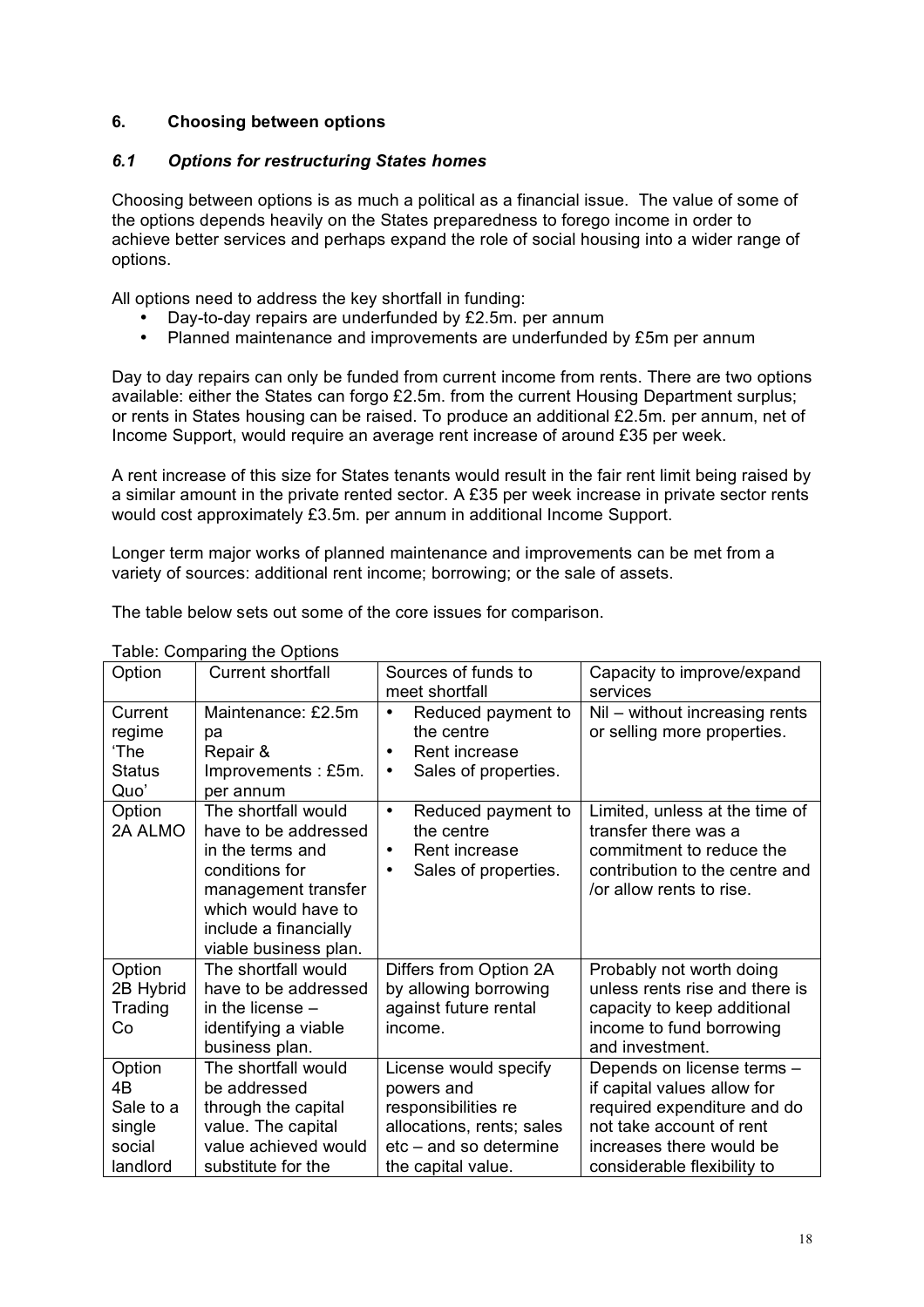## 6. Choosing between options

### *6.1 Options for restructuring States homes*

Choosing between options is as much a political as a financial issue. The value of some of the options depends heavily on the States preparedness to forego income in order to achieve better services and perhaps expand the role of social housing into a wider range of options.

All options need to address the key shortfall in funding:

- Day-to-day repairs are underfunded by £2.5m. per annum
- Planned maintenance and improvements are underfunded by £5m per annum

Day to day repairs can only be funded from current income from rents. There are two options available: either the States can forgo £2.5m. from the current Housing Department surplus; or rents in States housing can be raised. To produce an additional £2.5m. per annum, net of Income Support, would require an average rent increase of around £35 per week.

A rent increase of this size for States tenants would result in the fair rent limit being raised by a similar amount in the private rented sector. A £35 per week increase in private sector rents would cost approximately £3.5m. per annum in additional Income Support.

Longer term major works of planned maintenance and improvements can be met from a variety of sources: additional rent income; borrowing; or the sale of assets.

The table below sets out some of the core issues for comparison.

Table: Comparing the Options

| Option | Current shortfall | Sources of funds to meet shortfall | Capacity to improve/expand services |
|---|---|---|---|
| Current regime 'The Status Quo' | Maintenance: £2.5m pa<br>Repair & Improvements : £5m. per annum | • Reduced payment to the centre<br>• Rent increase<br>• Sales of properties. | Nil – without increasing rents or selling more properties. |
| Option 2A ALMO | The shortfall would have to be addressed in the terms and conditions for management transfer which would have to include a financially viable business plan. | • Reduced payment to the centre<br>• Rent increase<br>• Sales of properties. | Limited, unless at the time of transfer there was a commitment to reduce the contribution to the centre and /or allow rents to rise. |
| Option 2B Hybrid Trading Co | The shortfall would have to be addressed in the license – identifying a viable business plan. | Differs from Option 2A by allowing borrowing against future rental income. | Probably not worth doing unless rents rise and there is capacity to keep additional income to fund borrowing and investment. |
| Option 4B Sale to a single social landlord | The shortfall would be addressed through the capital value. The capital value achieved would substitute for the | License would specify powers and responsibilities re allocations, rents; sales etc – and so determine the capital value. | Depends on license terms – if capital values allow for required expenditure and do not take account of rent increases there would be considerable flexibility to |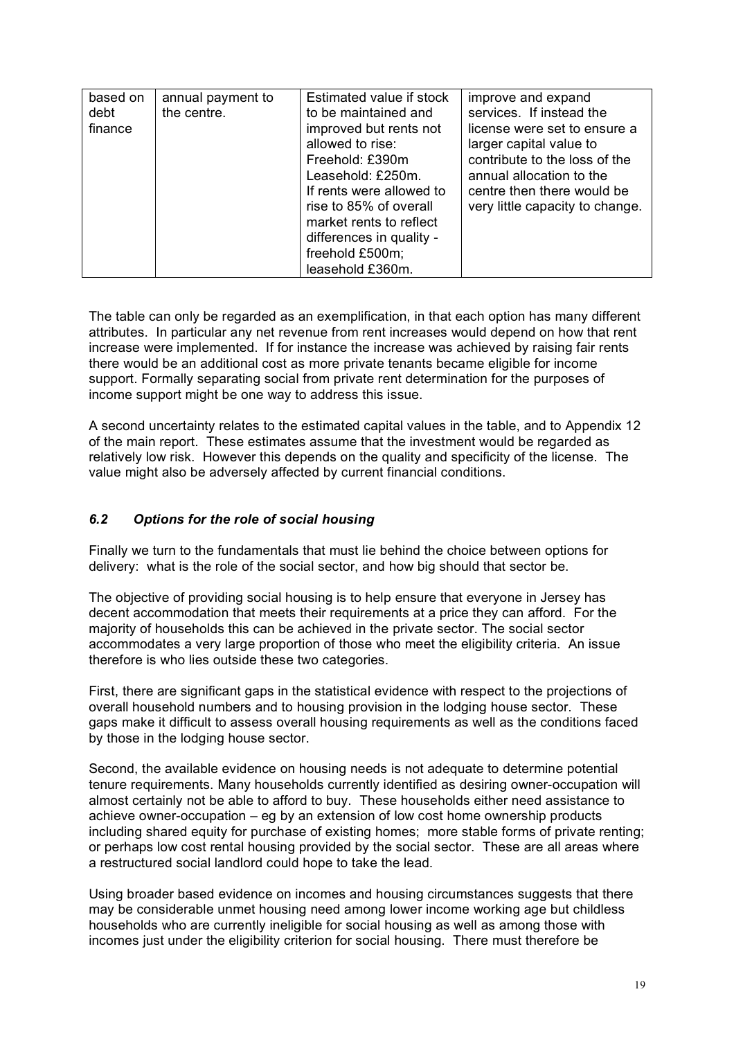| based on debt finance | annual payment to the centre. | Estimated value if stock to be maintained and improved but rents not allowed to rise: Freehold: £390m Leasehold: £250m. If rents were allowed to rise to 85% of overall market rents to reflect differences in quality - freehold £500m; leasehold £360m. | improve and expand services. If instead the license were set to ensure a larger capital value to contribute to the loss of the annual allocation to the centre then there would be very little capacity to change. |
|---|---|---|---|

The table can only be regarded as an exemplification, in that each option has many different attributes. In particular any net revenue from rent increases would depend on how that rent increase were implemented. If for instance the increase was achieved by raising fair rents there would be an additional cost as more private tenants became eligible for income support. Formally separating social from private rent determination for the purposes of income support might be one way to address this issue.

A second uncertainty relates to the estimated capital values in the table, and to Appendix 12 of the main report. These estimates assume that the investment would be regarded as relatively low risk. However this depends on the quality and specificity of the license. The value might also be adversely affected by current financial conditions.

### *6.2 Options for the role of social housing*

Finally we turn to the fundamentals that must lie behind the choice between options for delivery: what is the role of the social sector, and how big should that sector be.

The objective of providing social housing is to help ensure that everyone in Jersey has decent accommodation that meets their requirements at a price they can afford. For the majority of households this can be achieved in the private sector. The social sector accommodates a very large proportion of those who meet the eligibility criteria. An issue therefore is who lies outside these two categories.

First, there are significant gaps in the statistical evidence with respect to the projections of overall household numbers and to housing provision in the lodging house sector. These gaps make it difficult to assess overall housing requirements as well as the conditions faced by those in the lodging house sector.

Second, the available evidence on housing needs is not adequate to determine potential tenure requirements. Many households currently identified as desiring owner-occupation will almost certainly not be able to afford to buy. These households either need assistance to achieve owner-occupation – eg by an extension of low cost home ownership products including shared equity for purchase of existing homes; more stable forms of private renting; or perhaps low cost rental housing provided by the social sector. These are all areas where a restructured social landlord could hope to take the lead.

Using broader based evidence on incomes and housing circumstances suggests that there may be considerable unmet housing need among lower income working age but childless households who are currently ineligible for social housing as well as among those with incomes just under the eligibility criterion for social housing. There must therefore be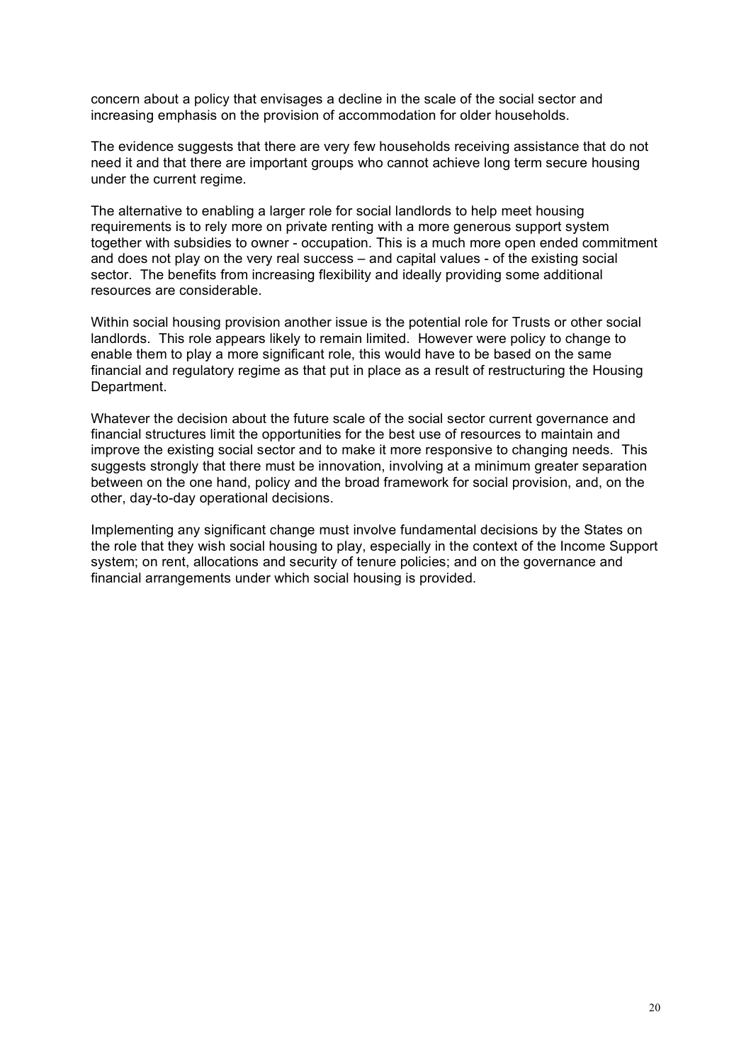concern about a policy that envisages a decline in the scale of the social sector and increasing emphasis on the provision of accommodation for older households.

The evidence suggests that there are very few households receiving assistance that do not need it and that there are important groups who cannot achieve long term secure housing under the current regime.

The alternative to enabling a larger role for social landlords to help meet housing requirements is to rely more on private renting with a more generous support system together with subsidies to owner - occupation. This is a much more open ended commitment and does not play on the very real success – and capital values - of the existing social sector. The benefits from increasing flexibility and ideally providing some additional resources are considerable.

Within social housing provision another issue is the potential role for Trusts or other social landlords. This role appears likely to remain limited. However were policy to change to enable them to play a more significant role, this would have to be based on the same financial and regulatory regime as that put in place as a result of restructuring the Housing Department.

Whatever the decision about the future scale of the social sector current governance and financial structures limit the opportunities for the best use of resources to maintain and improve the existing social sector and to make it more responsive to changing needs. This suggests strongly that there must be innovation, involving at a minimum greater separation between on the one hand, policy and the broad framework for social provision, and, on the other, day-to-day operational decisions.

Implementing any significant change must involve fundamental decisions by the States on the role that they wish social housing to play, especially in the context of the Income Support system; on rent, allocations and security of tenure policies; and on the governance and financial arrangements under which social housing is provided.